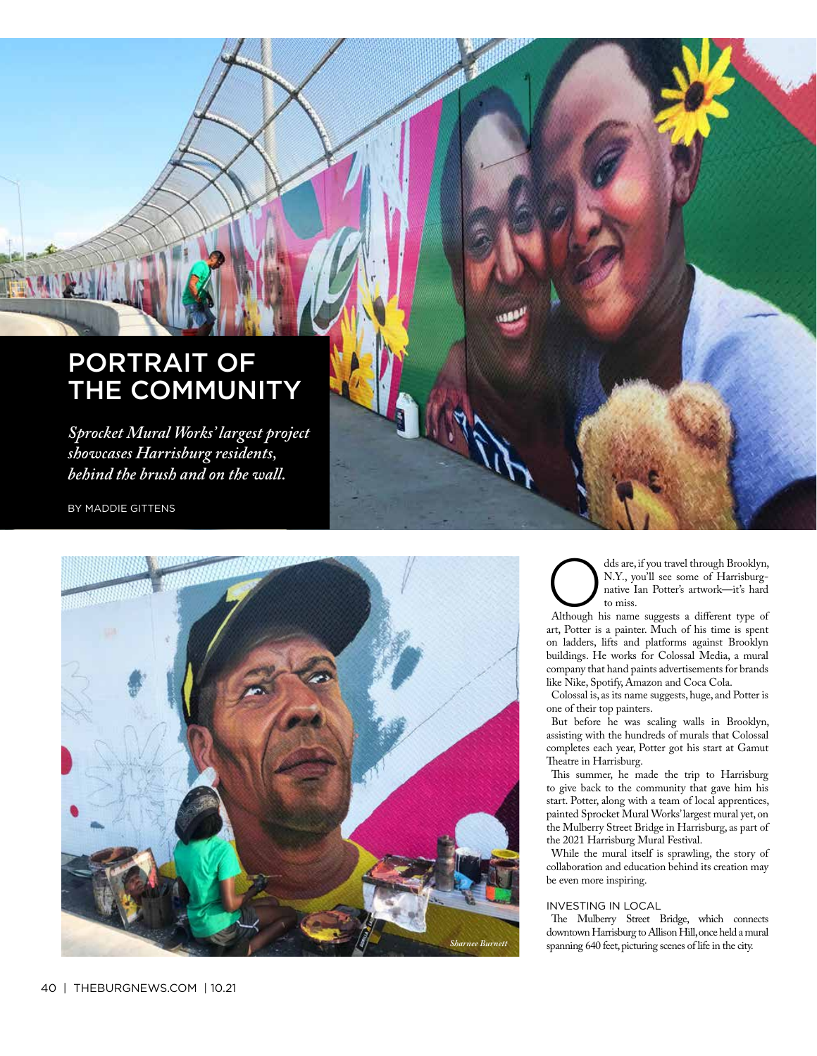# PORTRAIT OF THE COMMUNITY

*Sprocket Mural Works' largest project showcases Harrisburg residents, behind the brush and on the wall.*

BY MADDIE GITTENS

*Sharnee Burnett*

Odds are, if you travel through Brooklyn, N.Y., you'll see some of Harrisburg-native Ian Potter's artwork—it's hard to miss.

Although his name suggests a different type of art, Potter is a painter. Much of his time is spent on ladders, lifts and platforms against Brooklyn buildings. He works for Colossal Media, a mural company that hand paints advertisements for brands like Nike, Spotify, Amazon and Coca Cola.

Colossal is, as its name suggests, huge, and Potter is one of their top painters.

But before he was scaling walls in Brooklyn, assisting with the hundreds of murals that Colossal completes each year, Potter got his start at Gamut Theatre in Harrisburg.

This summer, he made the trip to Harrisburg to give back to the community that gave him his start. Potter, along with a team of local apprentices, painted Sprocket Mural Works' largest mural yet, on the Mulberry Street Bridge in Harrisburg, as part of the 2021 Harrisburg Mural Festival.

While the mural itself is sprawling, the story of collaboration and education behind its creation may be even more inspiring.

## INVESTING IN LOCAL

The Mulberry Street Bridge, which connects downtown Harrisburg to Allison Hill, once held a mural spanning 640 feet, picturing scenes of life in the city.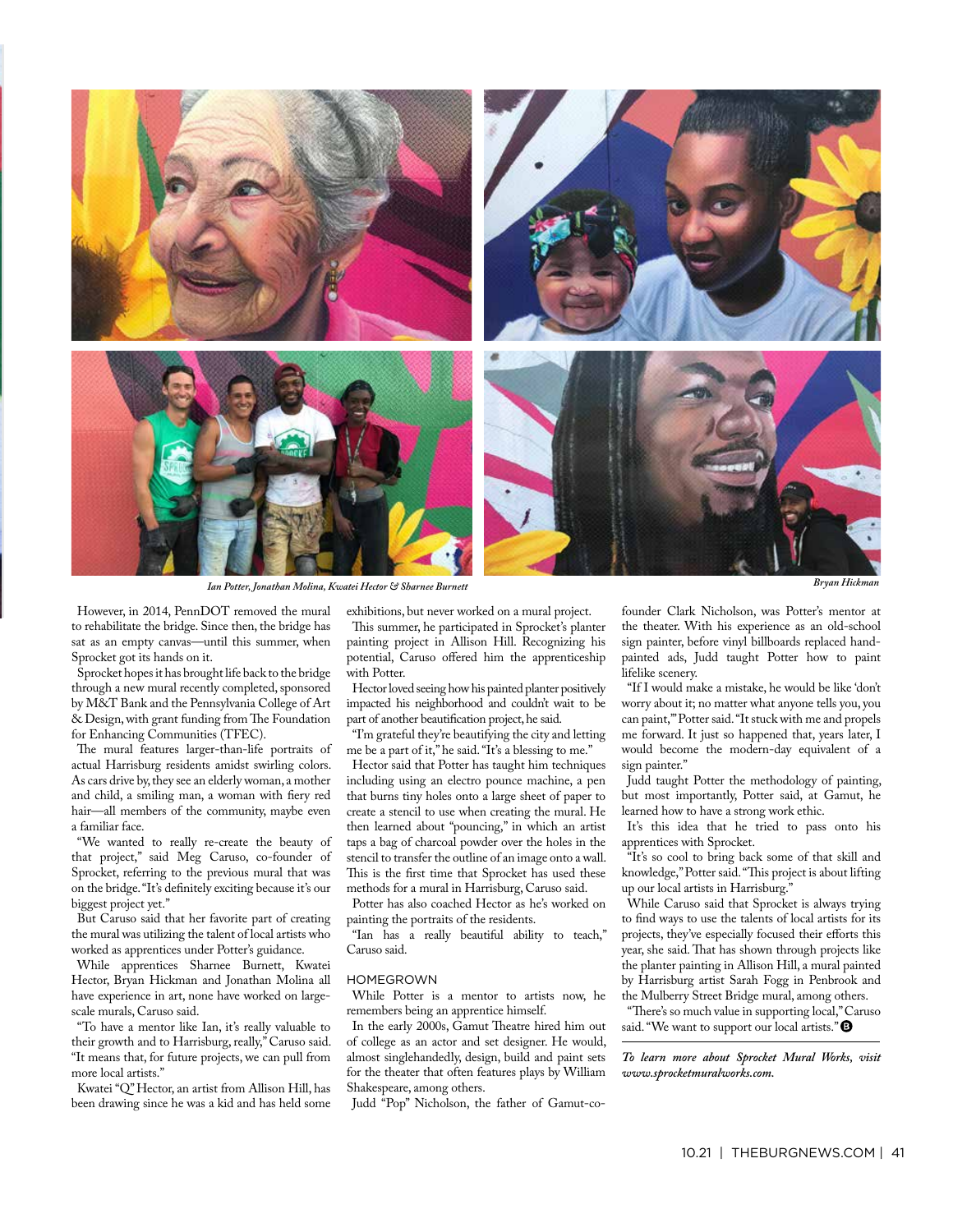*Ian Potter, Jonathan Molina, Kwatei Hector & Sharnee Burnett*

*Bryan Hickman*

However, in 2014, PennDOT removed the mural to rehabilitate the bridge. Since then, the bridge has sat as an empty canvas—until this summer, when Sprocket got its hands on it.

Sprocket hopes it has brought life back to the bridge through a new mural recently completed, sponsored by M&T Bank and the Pennsylvania College of Art & Design, with grant funding from The Foundation for Enhancing Communities (TFEC).

The mural features larger-than-life portraits of actual Harrisburg residents amidst swirling colors. As cars drive by, they see an elderly woman, a mother and child, a smiling man, a woman with fiery red hair—all members of the community, maybe even a familiar face.

"We wanted to really re-create the beauty of that project," said Meg Caruso, co-founder of Sprocket, referring to the previous mural that was on the bridge. "It's definitely exciting because it's our biggest project yet."

But Caruso said that her favorite part of creating the mural was utilizing the talent of local artists who worked as apprentices under Potter's guidance.

While apprentices Sharnee Burnett, Kwatei Hector, Bryan Hickman and Jonathan Molina all have experience in art, none have worked on large-scale murals, Caruso said.

"To have a mentor like Ian, it's really valuable to their growth and to Harrisburg, really," Caruso said. "It means that, for future projects, we can pull from more local artists."

Kwatei "Q" Hector, an artist from Allison Hill, has been drawing since he was a kid and has held some exhibitions, but never worked on a mural project.

This summer, he participated in Sprocket's planter painting project in Allison Hill. Recognizing his potential, Caruso offered him the apprenticeship with Potter.

Hector loved seeing how his painted planter positively impacted his neighborhood and couldn't wait to be part of another beautification project, he said.

"I'm grateful they're beautifying the city and letting me be a part of it," he said. "It's a blessing to me."

Hector said that Potter has taught him techniques including using an electro pounce machine, a pen that burns tiny holes onto a large sheet of paper to create a stencil to use when creating the mural. He then learned about "pouncing," in which an artist taps a bag of charcoal powder over the holes in the stencil to transfer the outline of an image onto a wall. This is the first time that Sprocket has used these methods for a mural in Harrisburg, Caruso said.

Potter has also coached Hector as he's worked on painting the portraits of the residents.

"Ian has a really beautiful ability to teach," Caruso said.

## HOMEGROWN

While Potter is a mentor to artists now, he remembers being an apprentice himself.

In the early 2000s, Gamut Theatre hired him out of college as an actor and set designer. He would, almost singlehandedly, design, build and paint sets for the theater that often features plays by William Shakespeare, among others.

Judd "Pop" Nicholson, the father of Gamut-co-founder Clark Nicholson, was Potter's mentor at the theater. With his experience as an old-school sign painter, before vinyl billboards replaced hand-painted ads, Judd taught Potter how to paint lifelike scenery.

"If I would make a mistake, he would be like 'don't worry about it; no matter what anyone tells you, you can paint,'" Potter said. "It stuck with me and propels me forward. It just so happened that, years later, I would become the modern-day equivalent of a sign painter."

Judd taught Potter the methodology of painting, but most importantly, Potter said, at Gamut, he learned how to have a strong work ethic.

It's this idea that he tried to pass onto his apprentices with Sprocket.

"It's so cool to bring back some of that skill and knowledge," Potter said. "This project is about lifting up our local artists in Harrisburg."

While Caruso said that Sprocket is always trying to find ways to use the talents of local artists for its projects, they've especially focused their efforts this year, she said. That has shown through projects like the planter painting in Allison Hill, a mural painted by Harrisburg artist Sarah Fogg in Penbrook and the Mulberry Street Bridge mural, among others.

"There's so much value in supporting local," Caruso said. "We want to support our local artists."

***To learn more about Sprocket Mural Works, visit www.sprocketmuralworks.com.***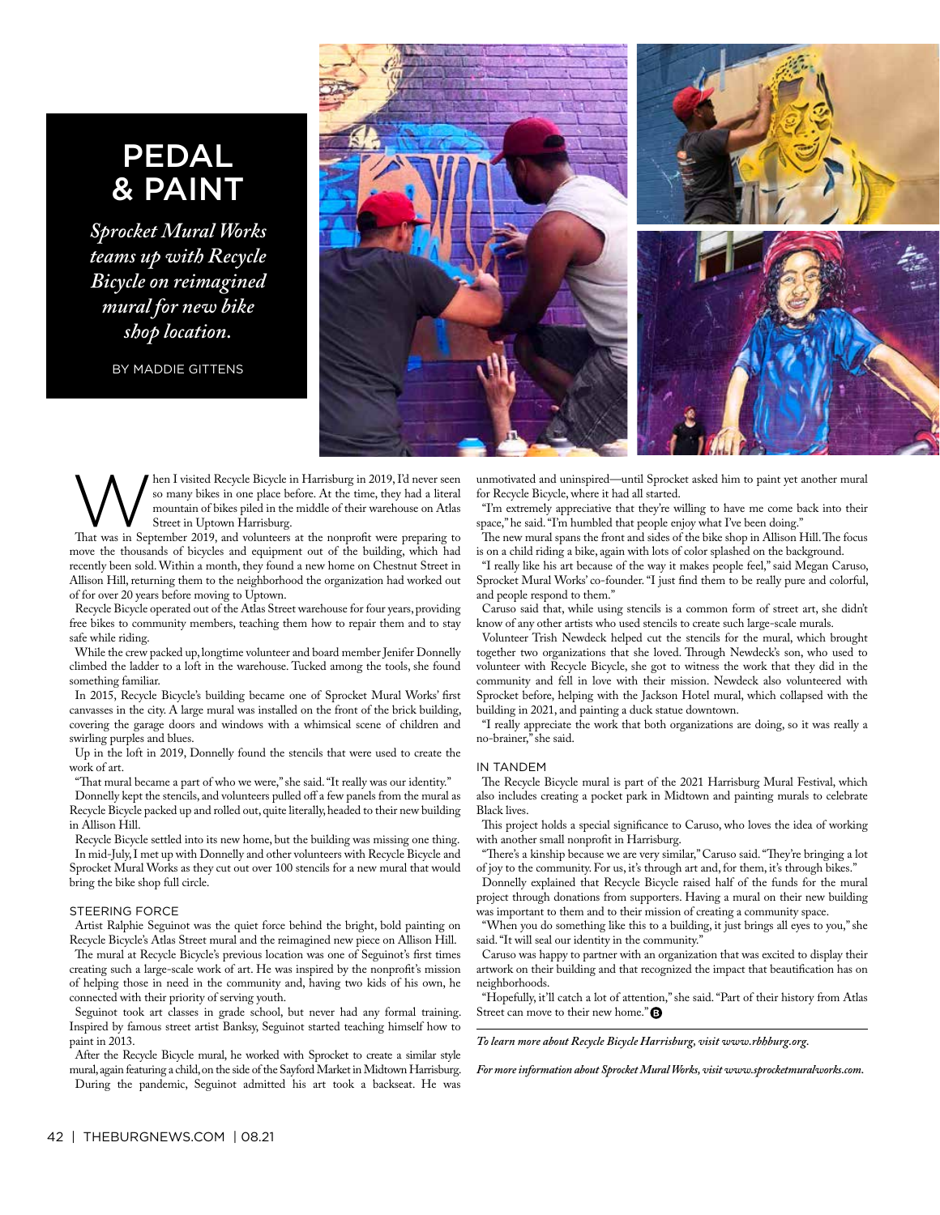# PEDAL & PAINT

*Sprocket Mural Works teams up with Recycle Bicycle on reimagined mural for new bike shop location.*

BY MADDIE GITTENS

When I visited Recycle Bicycle in Harrisburg in 2019, I'd never seen so many bikes in one place before. At the time, they had a literal mountain of bikes piled in the middle of their warehouse on Atlas Street in Uptown Harrisburg.

That was in September 2019, and volunteers at the nonprofit were preparing to move the thousands of bicycles and equipment out of the building, which had recently been sold. Within a month, they found a new home on Chestnut Street in Allison Hill, returning them to the neighborhood the organization had worked out of for over 20 years before moving to Uptown.

Recycle Bicycle operated out of the Atlas Street warehouse for four years, providing free bikes to community members, teaching them how to repair them and to stay safe while riding.

While the crew packed up, longtime volunteer and board member Jenifer Donnelly climbed the ladder to a loft in the warehouse. Tucked among the tools, she found something familiar.

In 2015, Recycle Bicycle's building became one of Sprocket Mural Works' first canvasses in the city. A large mural was installed on the front of the brick building, covering the garage doors and windows with a whimsical scene of children and swirling purples and blues.

Up in the loft in 2019, Donnelly found the stencils that were used to create the work of art.

"That mural became a part of who we were," she said. "It really was our identity."

Donnelly kept the stencils, and volunteers pulled off a few panels from the mural as Recycle Bicycle packed up and rolled out, quite literally, headed to their new building in Allison Hill.

Recycle Bicycle settled into its new home, but the building was missing one thing.

In mid-July, I met up with Donnelly and other volunteers with Recycle Bicycle and Sprocket Mural Works as they cut out over 100 stencils for a new mural that would bring the bike shop full circle.

## STEERING FORCE

Artist Ralphie Seguinot was the quiet force behind the bright, bold painting on Recycle Bicycle's Atlas Street mural and the reimagined new piece on Allison Hill.

The mural at Recycle Bicycle's previous location was one of Seguinot's first times creating such a large-scale work of art. He was inspired by the nonprofit's mission of helping those in need in the community and, having two kids of his own, he connected with their priority of serving youth.

Seguinot took art classes in grade school, but never had any formal training. Inspired by famous street artist Banksy, Seguinot started teaching himself how to paint in 2013.

After the Recycle Bicycle mural, he worked with Sprocket to create a similar style mural, again featuring a child, on the side of the Sayford Market in Midtown Harrisburg.

During the pandemic, Seguinot admitted his art took a backseat. He was unmotivated and uninspired—until Sprocket asked him to paint yet another mural for Recycle Bicycle, where it had all started.

"I'm extremely appreciative that they're willing to have me come back into their space," he said. "I'm humbled that people enjoy what I've been doing."

The new mural spans the front and sides of the bike shop in Allison Hill. The focus is on a child riding a bike, again with lots of color splashed on the background.

"I really like his art because of the way it makes people feel," said Megan Caruso, Sprocket Mural Works' co-founder. "I just find them to be really pure and colorful, and people respond to them."

Caruso said that, while using stencils is a common form of street art, she didn't know of any other artists who used stencils to create such large-scale murals.

Volunteer Trish Newdeck helped cut the stencils for the mural, which brought together two organizations that she loved. Through Newdeck's son, who used to volunteer with Recycle Bicycle, she got to witness the work that they did in the community and fell in love with their mission. Newdeck also volunteered with Sprocket before, helping with the Jackson Hotel mural, which collapsed with the building in 2021, and painting a duck statue downtown.

"I really appreciate the work that both organizations are doing, so it was really a no-brainer," she said.

## IN TANDEM

The Recycle Bicycle mural is part of the 2021 Harrisburg Mural Festival, which also includes creating a pocket park in Midtown and painting murals to celebrate Black lives.

This project holds a special significance to Caruso, who loves the idea of working with another small nonprofit in Harrisburg.

"There's a kinship because we are very similar," Caruso said. "They're bringing a lot of joy to the community. For us, it's through art and, for them, it's through bikes."

Donnelly explained that Recycle Bicycle raised half of the funds for the mural project through donations from supporters. Having a mural on their new building was important to them and to their mission of creating a community space.

"When you do something like this to a building, it just brings all eyes to you," she said. "It will seal our identity in the community."

Caruso was happy to partner with an organization that was excited to display their artwork on their building and that recognized the impact that beautification has on neighborhoods.

"Hopefully, it'll catch a lot of attention," she said. "Part of their history from Atlas Street can move to their new home."

*To learn more about Recycle Bicycle Harrisburg, visit www.rbhburg.org.*

*For more information about Sprocket Mural Works, visit www.sprocketmuralworks.com.*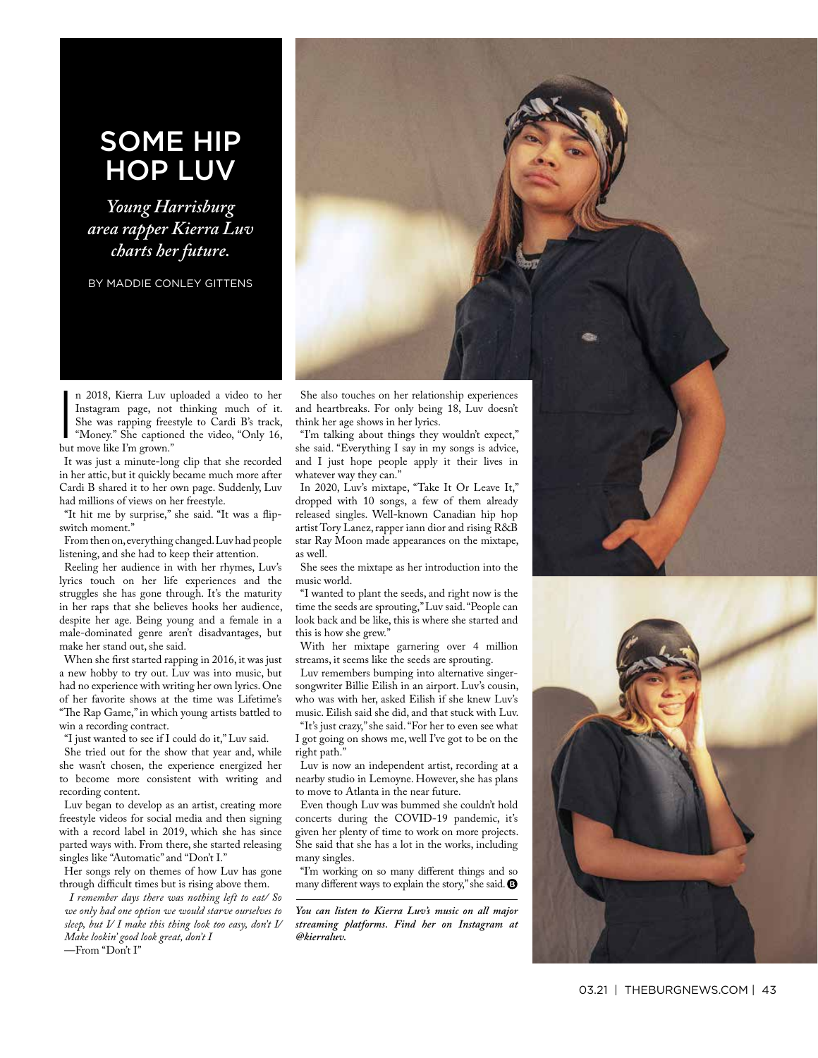# SOME HIP HOP LUV

*Young Harrisburg area rapper Kierra Luv charts her future.*

BY MADDIE CONLEY GITTENS

In 2018, Kierra Luv uploaded a video to her Instagram page, not thinking much of it. She was rapping freestyle to Cardi B's track, "Money." She captioned the video, "Only 16, but move like I'm grown."

It was just a minute-long clip that she recorded in her attic, but it quickly became much more after Cardi B shared it to her own page. Suddenly, Luv had millions of views on her freestyle.

"It hit me by surprise," she said. "It was a flip-switch moment."

From then on, everything changed. Luv had people listening, and she had to keep their attention.

Reeling her audience in with her rhymes, Luv's lyrics touch on her life experiences and the struggles she has gone through. It's the maturity in her raps that she believes hooks her audience, despite her age. Being young and a female in a male-dominated genre aren't disadvantages, but make her stand out, she said.

When she first started rapping in 2016, it was just a new hobby to try out. Luv was into music, but had no experience with writing her own lyrics. One of her favorite shows at the time was Lifetime's "The Rap Game," in which young artists battled to win a recording contract.

"I just wanted to see if I could do it," Luv said.

She tried out for the show that year and, while she wasn't chosen, the experience energized her to become more consistent with writing and recording content.

Luv began to develop as an artist, creating more freestyle videos for social media and then signing with a record label in 2019, which she has since parted ways with. From there, she started releasing singles like "Automatic" and "Don't I."

Her songs rely on themes of how Luv has gone through difficult times but is rising above them.

*I remember days there was nothing left to eat/ So we only had one option we would starve ourselves to sleep, but I/ I make this thing look too easy, don't I/ Make lookin' good look great, don't I*

—From "Don't I"

She also touches on her relationship experiences and heartbreaks. For only being 18, Luv doesn't think her age shows in her lyrics.

"I'm talking about things they wouldn't expect," she said. "Everything I say in my songs is advice, and I just hope people apply it their lives in whatever way they can."

In 2020, Luv's mixtape, "Take It Or Leave It," dropped with 10 songs, a few of them already released singles. Well-known Canadian hip hop artist Tory Lanez, rapper iann dior and rising R&B star Ray Moon made appearances on the mixtape, as well.

She sees the mixtape as her introduction into the music world.

"I wanted to plant the seeds, and right now is the time the seeds are sprouting," Luv said. "People can look back and be like, this is where she started and this is how she grew."

With her mixtape garnering over 4 million streams, it seems like the seeds are sprouting.

Luv remembers bumping into alternative singer-songwriter Billie Eilish in an airport. Luv's cousin, who was with her, asked Eilish if she knew Luv's music. Eilish said she did, and that stuck with Luv.

"It's just crazy," she said. "For her to even see what I got going on shows me, well I've got to be on the right path."

Luv is now an independent artist, recording at a nearby studio in Lemoyne. However, she has plans to move to Atlanta in the near future.

Even though Luv was bummed she couldn't hold concerts during the COVID-19 pandemic, it's given her plenty of time to work on more projects. She said that she has a lot in the works, including many singles.

"I'm working on so many different things and so many different ways to explain the story," she said.

***You can listen to Kierra Luv's music on all major streaming platforms. Find her on Instagram at @kierraluv.***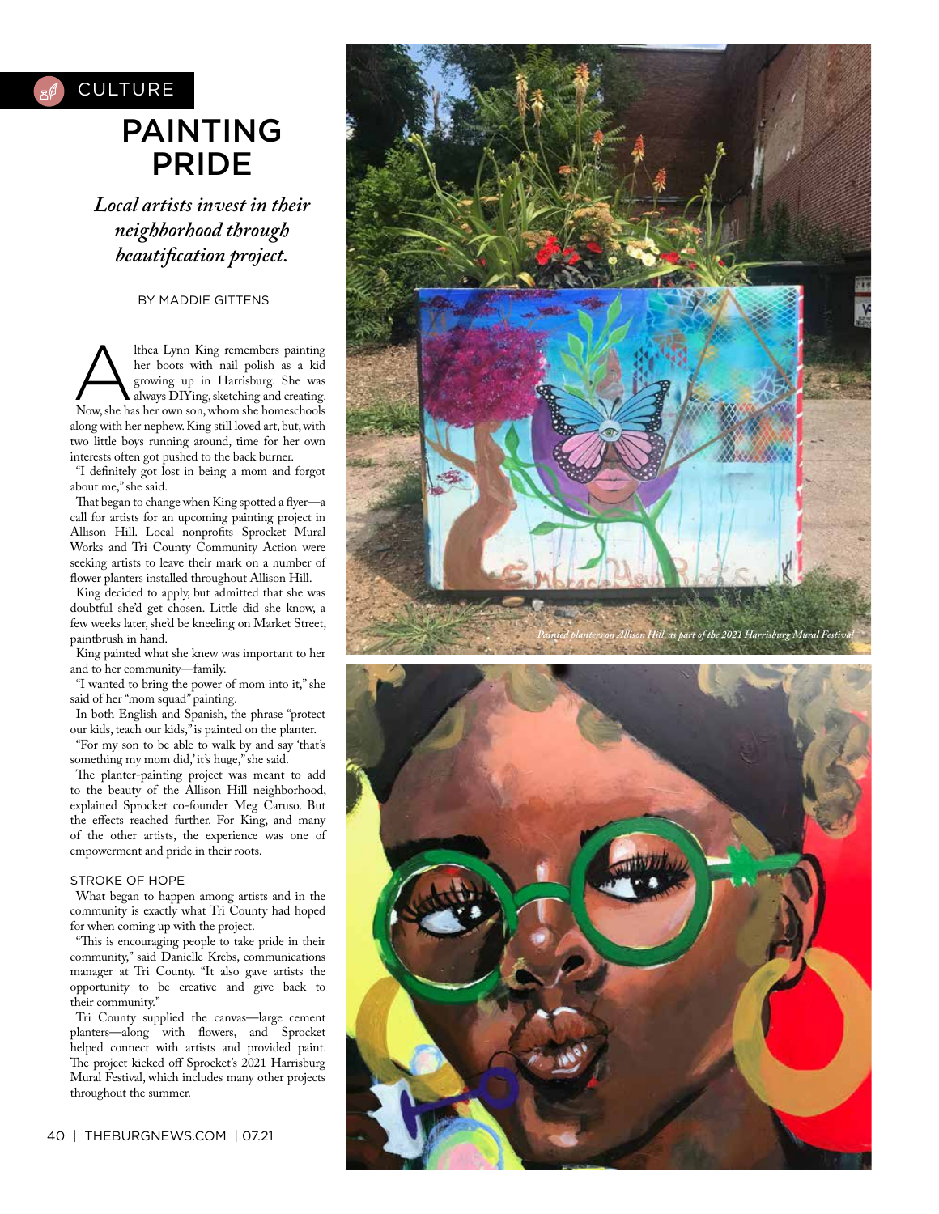CULTURE

# PAINTING PRIDE

*Local artists invest in their neighborhood through beautification project.*

BY MADDIE GITTENS

Althea Lynn King remembers painting her boots with nail polish as a kid growing up in Harrisburg. She was always DIYing, sketching and creating. Now, she has her own son, whom she homeschools along with her nephew. King still loved art, but, with two little boys running around, time for her own interests often got pushed to the back burner.

"I definitely got lost in being a mom and forgot about me," she said.

That began to change when King spotted a flyer—a call for artists for an upcoming painting project in Allison Hill. Local nonprofits Sprocket Mural Works and Tri County Community Action were seeking artists to leave their mark on a number of flower planters installed throughout Allison Hill.

King decided to apply, but admitted that she was doubtful she'd get chosen. Little did she know, a few weeks later, she'd be kneeling on Market Street, paintbrush in hand.

King painted what she knew was important to her and to her community—family.

"I wanted to bring the power of mom into it," she said of her "mom squad" painting.

In both English and Spanish, the phrase "protect our kids, teach our kids," is painted on the planter.

"For my son to be able to walk by and say 'that's something my mom did,' it's huge," she said.

The planter-painting project was meant to add to the beauty of the Allison Hill neighborhood, explained Sprocket co-founder Meg Caruso. But the effects reached further. For King, and many of the other artists, the experience was one of empowerment and pride in their roots.

## STROKE OF HOPE

What began to happen among artists and in the community is exactly what Tri County had hoped for when coming up with the project.

"This is encouraging people to take pride in their community," said Danielle Krebs, communications manager at Tri County. "It also gave artists the opportunity to be creative and give back to their community."

Tri County supplied the canvas—large cement planters—along with flowers, and Sprocket helped connect with artists and provided paint. The project kicked off Sprocket's 2021 Harrisburg Mural Festival, which includes many other projects throughout the summer.

*Painted planters on Allison Hill, as part of the 2021 Harrisburg Mural Festival*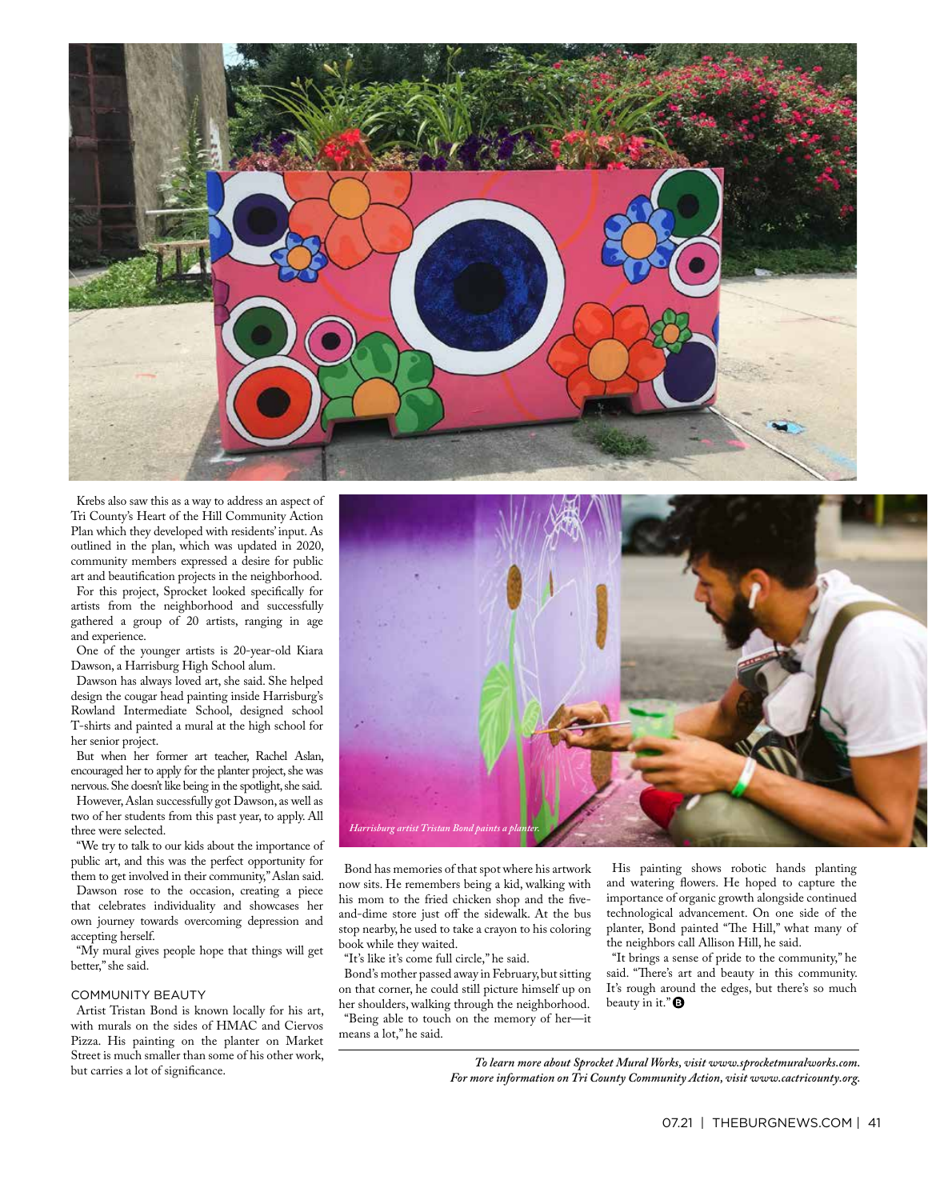Krebs also saw this as a way to address an aspect of Tri County's Heart of the Hill Community Action Plan which they developed with residents' input. As outlined in the plan, which was updated in 2020, community members expressed a desire for public art and beautification projects in the neighborhood.

For this project, Sprocket looked specifically for artists from the neighborhood and successfully gathered a group of 20 artists, ranging in age and experience.

One of the younger artists is 20-year-old Kiara Dawson, a Harrisburg High School alum.

Dawson has always loved art, she said. She helped design the cougar head painting inside Harrisburg's Rowland Intermediate School, designed school T-shirts and painted a mural at the high school for her senior project.

But when her former art teacher, Rachel Aslan, encouraged her to apply for the planter project, she was nervous. She doesn't like being in the spotlight, she said.

However, Aslan successfully got Dawson, as well as two of her students from this past year, to apply. All three were selected.

"We try to talk to our kids about the importance of public art, and this was the perfect opportunity for them to get involved in their community," Aslan said.

Dawson rose to the occasion, creating a piece that celebrates individuality and showcases her own journey towards overcoming depression and accepting herself.

"My mural gives people hope that things will get better," she said.

## COMMUNITY BEAUTY

Artist Tristan Bond is known locally for his art, with murals on the sides of HMAC and Ciervos Pizza. His painting on the planter on Market Street is much smaller than some of his other work, but carries a lot of significance.

*Harrisburg artist Tristan Bond paints a planter.*

Bond has memories of that spot where his artwork now sits. He remembers being a kid, walking with his mom to the fried chicken shop and the five-and-dime store just off the sidewalk. At the bus stop nearby, he used to take a crayon to his coloring book while they waited.

"It's like it's come full circle," he said.

Bond's mother passed away in February, but sitting on that corner, he could still picture himself up on her shoulders, walking through the neighborhood.

"Being able to touch on the memory of her—it means a lot," he said.

His painting shows robotic hands planting and watering flowers. He hoped to capture the importance of organic growth alongside continued technological advancement. On one side of the planter, Bond painted "The Hill," what many of the neighbors call Allison Hill, he said.

"It brings a sense of pride to the community," he said. "There's art and beauty in this community. It's rough around the edges, but there's so much beauty in it."

*To learn more about Sprocket Mural Works, visit www.sprocketmuralworks.com. For more information on Tri County Community Action, visit www.cactricounty.org.*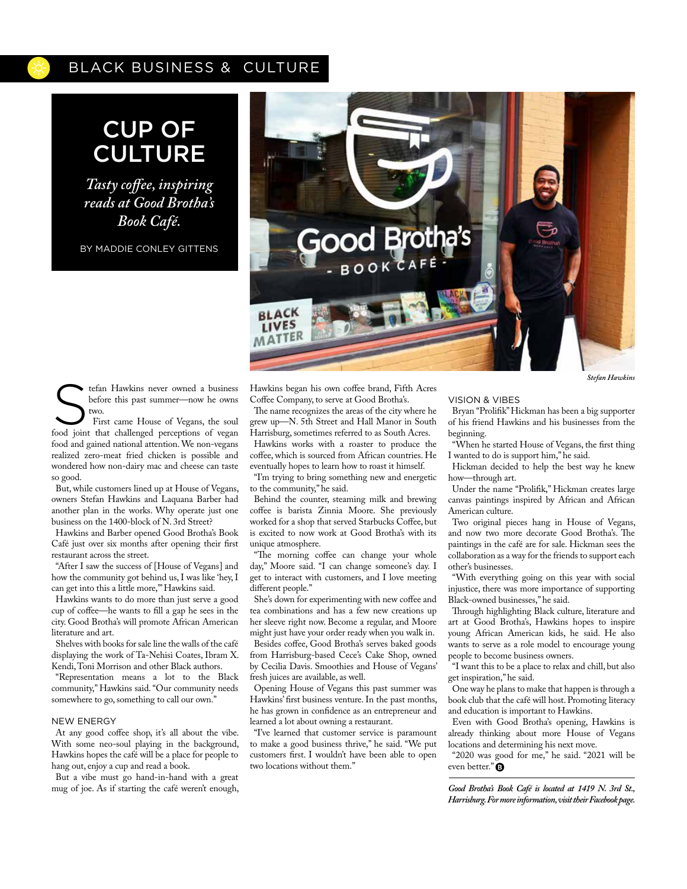BLACK BUSINESS & CULTURE

# CUP OF CULTURE

*Tasty coffee, inspiring reads at Good Brotha's Book Café.*

BY MADDIE CONLEY GITTENS

*Stefan Hawkins*

Stefan Hawkins never owned a business before this past summer—now he owns two.

First came House of Vegans, the soul food joint that challenged perceptions of vegan food and gained national attention. We non-vegans realized zero-meat fried chicken is possible and wondered how non-dairy mac and cheese can taste so good.

But, while customers lined up at House of Vegans, owners Stefan Hawkins and Laquana Barber had another plan in the works. Why operate just one business on the 1400-block of N. 3rd Street?

Hawkins and Barber opened Good Brotha's Book Café just over six months after opening their first restaurant across the street.

"After I saw the success of [House of Vegans] and how the community got behind us, I was like 'hey, I can get into this a little more,'" Hawkins said.

Hawkins wants to do more than just serve a good cup of coffee—he wants to fill a gap he sees in the city. Good Brotha's will promote African American literature and art.

Shelves with books for sale line the walls of the café displaying the work of Ta-Nehisi Coates, Ibram X. Kendi, Toni Morrison and other Black authors.

"Representation means a lot to the Black community," Hawkins said. "Our community needs somewhere to go, something to call our own."

## NEW ENERGY

At any good coffee shop, it's all about the vibe. With some neo-soul playing in the background, Hawkins hopes the café will be a place for people to hang out, enjoy a cup and read a book.

But a vibe must go hand-in-hand with a great mug of joe. As if starting the café weren't enough, Hawkins began his own coffee brand, Fifth Acres Coffee Company, to serve at Good Brotha's.

The name recognizes the areas of the city where he grew up—N. 5th Street and Hall Manor in South Harrisburg, sometimes referred to as South Acres.

Hawkins works with a roaster to produce the coffee, which is sourced from African countries. He eventually hopes to learn how to roast it himself.

"I'm trying to bring something new and energetic to the community," he said.

Behind the counter, steaming milk and brewing coffee is barista Zinnia Moore. She previously worked for a shop that served Starbucks Coffee, but is excited to now work at Good Brotha's with its unique atmosphere.

"The morning coffee can change your whole day," Moore said. "I can change someone's day. I get to interact with customers, and I love meeting different people."

She's down for experimenting with new coffee and tea combinations and has a few new creations up her sleeve right now. Become a regular, and Moore might just have your order ready when you walk in.

Besides coffee, Good Brotha's serves baked goods from Harrisburg-based Cece's Cake Shop, owned by Cecilia Davis. Smoothies and House of Vegans' fresh juices are available, as well.

Opening House of Vegans this past summer was Hawkins' first business venture. In the past months, he has grown in confidence as an entrepreneur and learned a lot about owning a restaurant.

"I've learned that customer service is paramount to make a good business thrive," he said. "We put customers first. I wouldn't have been able to open two locations without them."

## VISION & VIBES

Bryan "Prolifik" Hickman has been a big supporter of his friend Hawkins and his businesses from the beginning.

"When he started House of Vegans, the first thing I wanted to do is support him," he said.

Hickman decided to help the best way he knew how—through art.

Under the name "Prolifik," Hickman creates large canvas paintings inspired by African and African American culture.

Two original pieces hang in House of Vegans, and now two more decorate Good Brotha's. The paintings in the café are for sale. Hickman sees the collaboration as a way for the friends to support each other's businesses.

"With everything going on this year with social injustice, there was more importance of supporting Black-owned businesses," he said.

Through highlighting Black culture, literature and art at Good Brotha's, Hawkins hopes to inspire young African American kids, he said. He also wants to serve as a role model to encourage young people to become business owners.

"I want this to be a place to relax and chill, but also get inspiration," he said.

One way he plans to make that happen is through a book club that the café will host. Promoting literacy and education is important to Hawkins.

Even with Good Brotha's opening, Hawkins is already thinking about more House of Vegans locations and determining his next move.

"2020 was good for me," he said. "2021 will be even better."

*Good Brotha's Book Café is located at 1419 N. 3rd St., Harrisburg. For more information, visit their Facebook page.*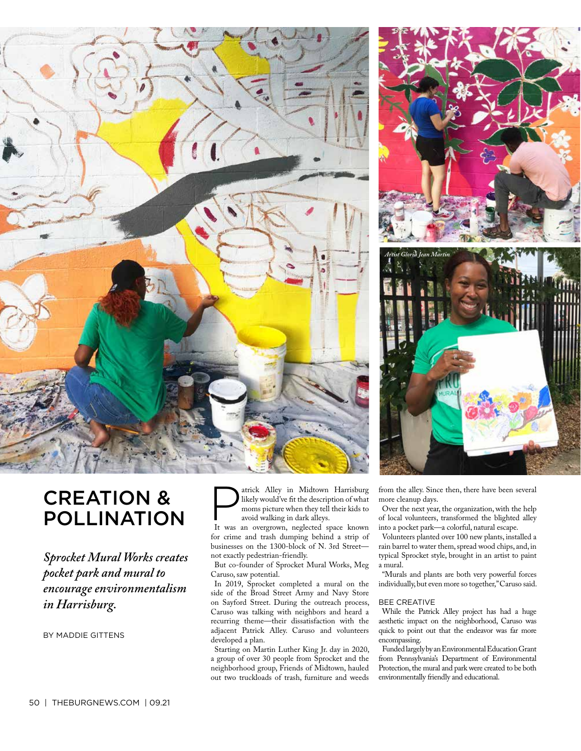# CREATION & POLLINATION

*Sprocket Mural Works creates pocket park and mural to encourage environmentalism in Harrisburg.*

BY MADDIE GITTENS

Artist Gloria Jean Martin

Patrick Alley in Midtown Harrisburg likely would've fit the description of what moms picture when they tell their kids to avoid walking in dark alleys.

It was an overgrown, neglected space known for crime and trash dumping behind a strip of businesses on the 1300-block of N. 3rd Street—not exactly pedestrian-friendly.

But co-founder of Sprocket Mural Works, Meg Caruso, saw potential.

In 2019, Sprocket completed a mural on the side of the Broad Street Army and Navy Store on Sayford Street. During the outreach process, Caruso was talking with neighbors and heard a recurring theme—their dissatisfaction with the adjacent Patrick Alley. Caruso and volunteers developed a plan.

Starting on Martin Luther King Jr. day in 2020, a group of over 30 people from Sprocket and the neighborhood group, Friends of Midtown, hauled out two truckloads of trash, furniture and weeds from the alley. Since then, there have been several more cleanup days.

Over the next year, the organization, with the help of local volunteers, transformed the blighted alley into a pocket park—a colorful, natural escape.

Volunteers planted over 100 new plants, installed a rain barrel to water them, spread wood chips, and, in typical Sprocket style, brought in an artist to paint a mural.

"Murals and plants are both very powerful forces individually, but even more so together," Caruso said.

### BEE CREATIVE

While the Patrick Alley project has had a huge aesthetic impact on the neighborhood, Caruso was quick to point out that the endeavor was far more encompassing.

Funded largely by an Environmental Education Grant from Pennsylvania's Department of Environmental Protection, the mural and park were created to be both environmentally friendly and educational.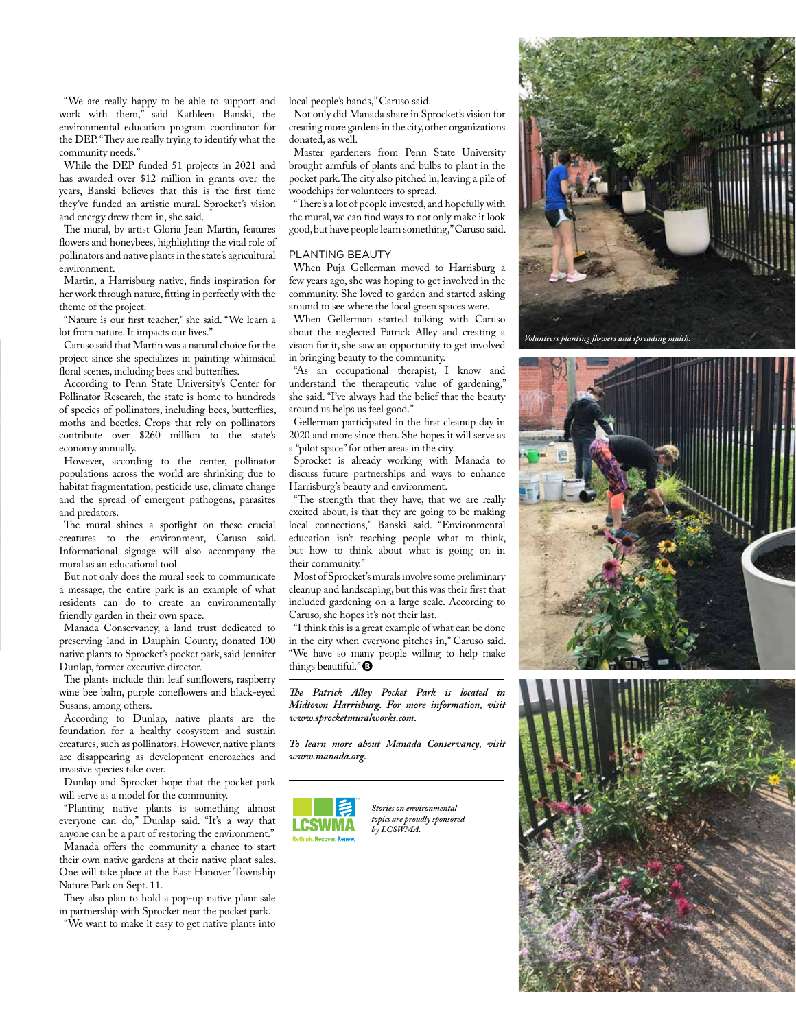"We are really happy to be able to support and work with them," said Kathleen Banski, the environmental education program coordinator for the DEP. "They are really trying to identify what the community needs."

While the DEP funded 51 projects in 2021 and has awarded over $12 million in grants over the years, Banski believes that this is the first time they've funded an artistic mural. Sprocket's vision and energy drew them in, she said.

The mural, by artist Gloria Jean Martin, features flowers and honeybees, highlighting the vital role of pollinators and native plants in the state's agricultural environment.

Martin, a Harrisburg native, finds inspiration for her work through nature, fitting in perfectly with the theme of the project.

"Nature is our first teacher," she said. "We learn a lot from nature. It impacts our lives."

Caruso said that Martin was a natural choice for the project since she specializes in painting whimsical floral scenes, including bees and butterflies.

According to Penn State University's Center for Pollinator Research, the state is home to hundreds of species of pollinators, including bees, butterflies, moths and beetles. Crops that rely on pollinators contribute over $260 million to the state's economy annually.

However, according to the center, pollinator populations across the world are shrinking due to habitat fragmentation, pesticide use, climate change and the spread of emergent pathogens, parasites and predators.

The mural shines a spotlight on these crucial creatures to the environment, Caruso said. Informational signage will also accompany the mural as an educational tool.

But not only does the mural seek to communicate a message, the entire park is an example of what residents can do to create an environmentally friendly garden in their own space.

Manada Conservancy, a land trust dedicated to preserving land in Dauphin County, donated 100 native plants to Sprocket's pocket park, said Jennifer Dunlap, former executive director.

The plants include thin leaf sunflowers, raspberry wine bee balm, purple coneflowers and black-eyed Susans, among others.

According to Dunlap, native plants are the foundation for a healthy ecosystem and sustain creatures, such as pollinators. However, native plants are disappearing as development encroaches and invasive species take over.

Dunlap and Sprocket hope that the pocket park will serve as a model for the community.

"Planting native plants is something almost everyone can do," Dunlap said. "It's a way that anyone can be a part of restoring the environment."

Manada offers the community a chance to start their own native gardens at their native plant sales. One will take place at the East Hanover Township Nature Park on Sept. 11.

They also plan to hold a pop-up native plant sale in partnership with Sprocket near the pocket park.

"We want to make it easy to get native plants into local people's hands," Caruso said.

Not only did Manada share in Sprocket's vision for creating more gardens in the city, other organizations donated, as well.

Master gardeners from Penn State University brought armfuls of plants and bulbs to plant in the pocket park. The city also pitched in, leaving a pile of woodchips for volunteers to spread.

"There's a lot of people invested, and hopefully with the mural, we can find ways to not only make it look good, but have people learn something," Caruso said.

## PLANTING BEAUTY

When Puja Gellerman moved to Harrisburg a few years ago, she was hoping to get involved in the community. She loved to garden and started asking around to see where the local green spaces were.

When Gellerman started talking with Caruso about the neglected Patrick Alley and creating a vision for it, she saw an opportunity to get involved in bringing beauty to the community.

"As an occupational therapist, I know and understand the therapeutic value of gardening," she said. "I've always had the belief that the beauty around us helps us feel good."

Gellerman participated in the first cleanup day in 2020 and more since then. She hopes it will serve as a "pilot space" for other areas in the city.

Sprocket is already working with Manada to discuss future partnerships and ways to enhance Harrisburg's beauty and environment.

"The strength that they have, that we are really excited about, is that they are going to be making local connections," Banski said. "Environmental education isn't teaching people what to think, but how to think about what is going on in their community."

Most of Sprocket's murals involve some preliminary cleanup and landscaping, but this was their first that included gardening on a large scale. According to Caruso, she hopes it's not their last.

"I think this is a great example of what can be done in the city when everyone pitches in," Caruso said. "We have so many people willing to help make things beautiful." B

***The Patrick Alley Pocket Park is located in Midtown Harrisburg. For more information, visit www.sprocketmuralworks.com.***

***To learn more about Manada Conservancy, visit www.manada.org.***

LCSWMA Rethink. Recover. Renew.

*Stories on environmental topics are proudly sponsored by LCSWMA.*

*Volunteers planting flowers and spreading mulch.*